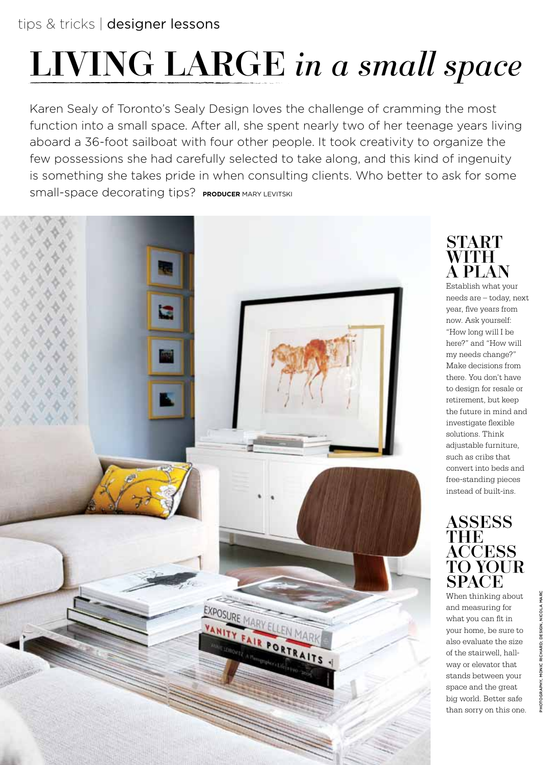tips & tricks | designer lessons

# LIVING LARGE *in a small space*

Karen Sealy of Toronto's Sealy Design loves the challenge of cramming the most function into a small space. After all, she spent nearly two of her teenage years living aboard a 36-foot sailboat with four other people. It took creativity to organize the few possessions she had carefully selected to take along, and this kind of ingenuity is something she takes pride in when consulting clients. Who better to ask for some small-space decorating tips? **PRODUCER** MARY LEVITSKI

## START WITH A PLAN

Establish what your needs are – today, next year, five years from now. Ask yourself: "How long will I be here?" and "How will my needs change?" Make decisions from there. You don't have to design for resale or retirement, but keep the future in mind and investigate flexible solutions. Think adjustable furniture, such as cribs that convert into beds and free-standing pieces instead of built-ins.

## ASSESS THE ACCESS TO YOUR SPACE

When thinking about and measuring for what you can fit in your home, be sure to also evaluate the size of the stairwell, hallway or elevator that stands between your space and the great big world. Better safe than sorry on this one.

PHOTOGRAPHY, MONIC RICHARD; DESIGN, NICOLA MARC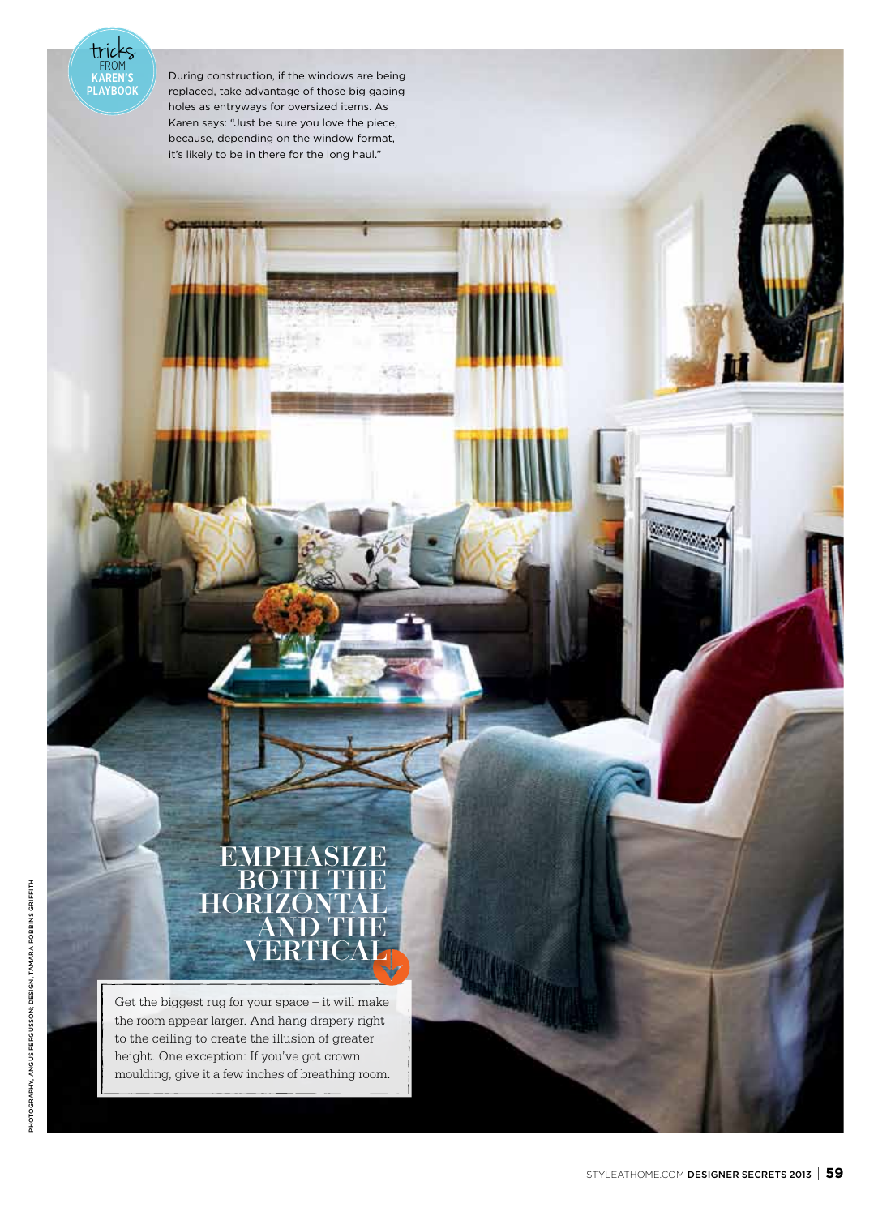**tricks FROM KAREN'S PLAYBOOK**

During construction, if the windows are being replaced, take advantage of those big gaping holes as entryways for oversized items. As Karen says: "Just be sure you love the piece, because, depending on the window format, it's likely to be in there for the long haul."

## EMPHASIZE BOTH THE HORIZONTAL AND THE VERTICAL

Get the biggest rug for your space – it will make the room appear larger. And hang drapery right to the ceiling to create the illusion of greater height. One exception: If you've got crown moulding, give it a few inches of breathing room.

PHOTOGRAPHY, ANGUS FERGUSSON; DESIGN, TAMARA ROBBINS GRIFFITH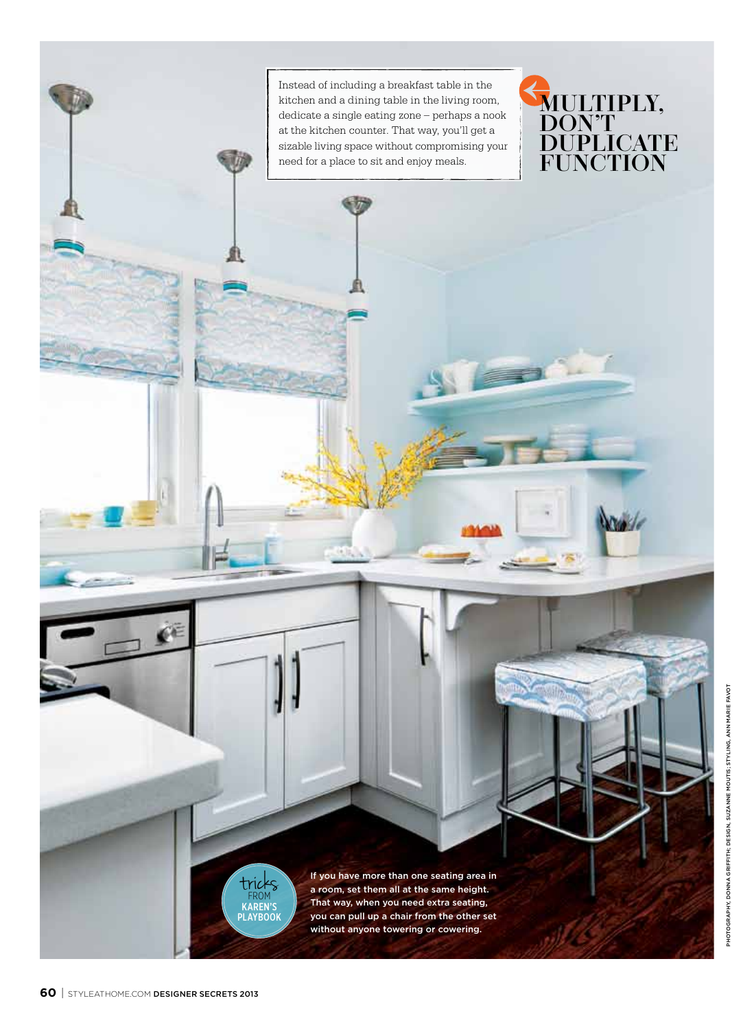# MULTIPLY, DON'T DUPLICATE FUNCTION

Instead of including a breakfast table in the kitchen and a dining table in the living room, dedicate a single eating zone – perhaps a nook at the kitchen counter. That way, you'll get a sizable living space without compromising your need for a place to sit and enjoy meals.

**tricks FROM KAREN'S PLAYBOOK**

**If you have more than one seating area in a room, set them all at the same height. That way, when you need extra seating, you can pull up a chair from the other set without anyone towering or cowering.**

PHOTOGRAPHY, DONNA GRIFFITH; DESIGN, SUZANNE MOUTIS; STYLING, ANN MARIE FAVOT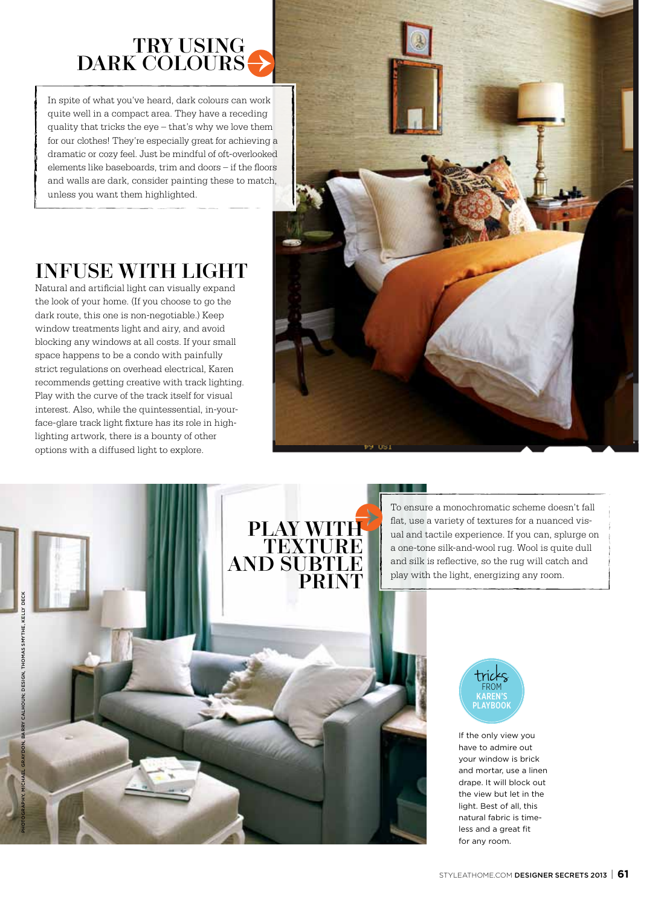## TRY USING DARK COLOURS

In spite of what you've heard, dark colours can work quite well in a compact area. They have a receding quality that tricks the eye – that's why we love them for our clothes! They're especially great for achieving a dramatic or cozy feel. Just be mindful of oft-overlooked elements like baseboards, trim and doors – if the floors and walls are dark, consider painting these to match, unless you want them highlighted.

## INFUSE WITH LIGHT

Natural and artificial light can visually expand the look of your home. (If you choose to go the dark route, this one is non-negotiable.) Keep window treatments light and airy, and avoid blocking any windows at all costs. If your small space happens to be a condo with painfully strict regulations on overhead electrical, Karen recommends getting creative with track lighting. Play with the curve of the track itself for visual interest. Also, while the quintessential, in-your-face-glare track light fixture has its role in highlighting artwork, there is a bounty of other options with a diffused light to explore.

## PLAY WITH TEXTURE AND SUBTLE PRINT

To ensure a monochromatic scheme doesn't fall flat, use a variety of textures for a nuanced visual and tactile experience. If you can, splurge on a one-tone silk-and-wool rug. Wool is quite dull and silk is reflective, so the rug will catch and play with the light, energizing any room.

**tricks FROM KAREN'S PLAYBOOK**

If the only view you have to admire out your window is brick and mortar, use a linen drape. It will block out the view but let in the light. Best of all, this natural fabric is timeless and a great fit for any room.

PHOTOGRAPHY, MICHAEL GRAYDON, BARRY CALHOUN; DESIGN, THOMAS SMYTHE, KELLY DECK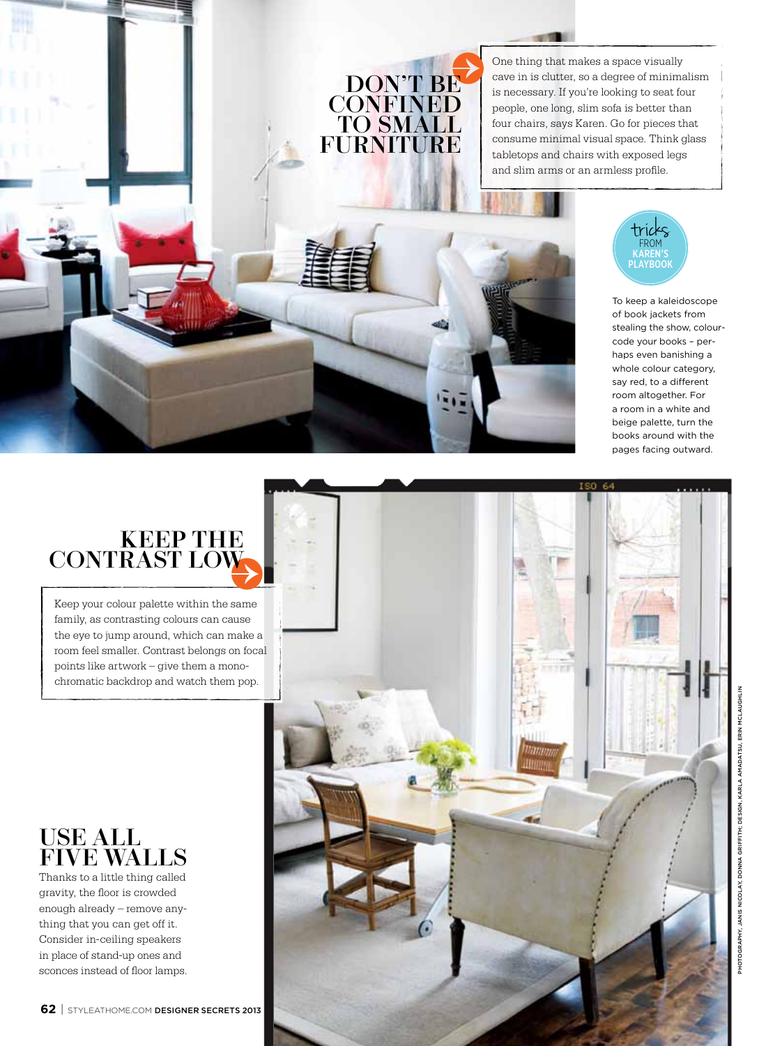## DON'T BE CONFINED TO SMALL FURNITURE

One thing that makes a space visually cave in is clutter, so a degree of minimalism is necessary. If you're looking to seat four people, one long, slim sofa is better than four chairs, says Karen. Go for pieces that consume minimal visual space. Think glass tabletops and chairs with exposed legs and slim arms or an armless profile.

### tricks FROM KAREN'S PLAYBOOK

To keep a kaleidoscope of book jackets from stealing the show, colour-code your books – perhaps even banishing a whole colour category, say red, to a different room altogether. For a room in a white and beige palette, turn the books around with the pages facing outward.

## KEEP THE CONTRAST LOW

Keep your colour palette within the same family, as contrasting colours can cause the eye to jump around, which can make a room feel smaller. Contrast belongs on focal points like artwork – give them a monochromatic backdrop and watch them pop.

## USE ALL FIVE WALLS

Thanks to a little thing called gravity, the floor is crowded enough already – remove anything that you can get off it. Consider in-ceiling speakers in place of stand-up ones and sconces instead of floor lamps.

PHOTOGRAPHY, JANIS NICOLAY; DONNA GRIFFITH; DESIGN, KARLA AMADATSU, ERIN MCLAUGHLIN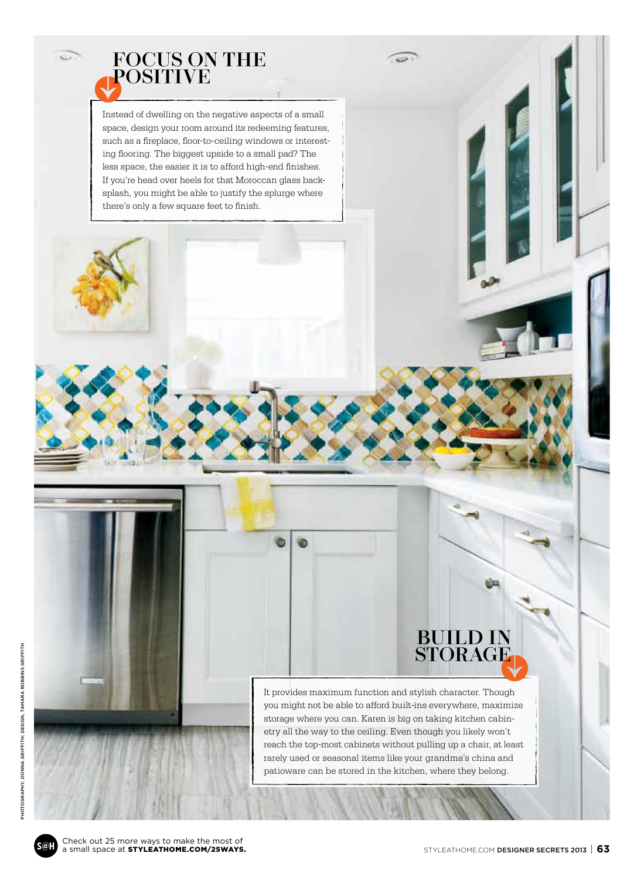## FOCUS ON THE POSITIVE

Instead of dwelling on the negative aspects of a small space, design your room around its redeeming features, such as a fireplace, floor-to-ceiling windows or interesting flooring. The biggest upside to a small pad? The less space, the easier it is to afford high-end finishes. If you're head over heels for that Moroccan glass backsplash, you might be able to justify the splurge where there's only a few square feet to finish.

## BUILD IN STORAGE

It provides maximum function and stylish character. Though you might not be able to afford built-ins everywhere, maximize storage where you can. Karen is big on taking kitchen cabinetry all the way to the ceiling. Even though you likely won't reach the top-most cabinets without pulling up a chair, at least rarely used or seasonal items like your grandma's china and patioware can be stored in the kitchen, where they belong.

PHOTOGRAPHY, DONNA GRIFFITH; DESIGN, TAMARA ROBBINS GRIFFITH

Check out 25 more ways to make the most of a small space at **STYLEATHOME.COM/25WAYS.**